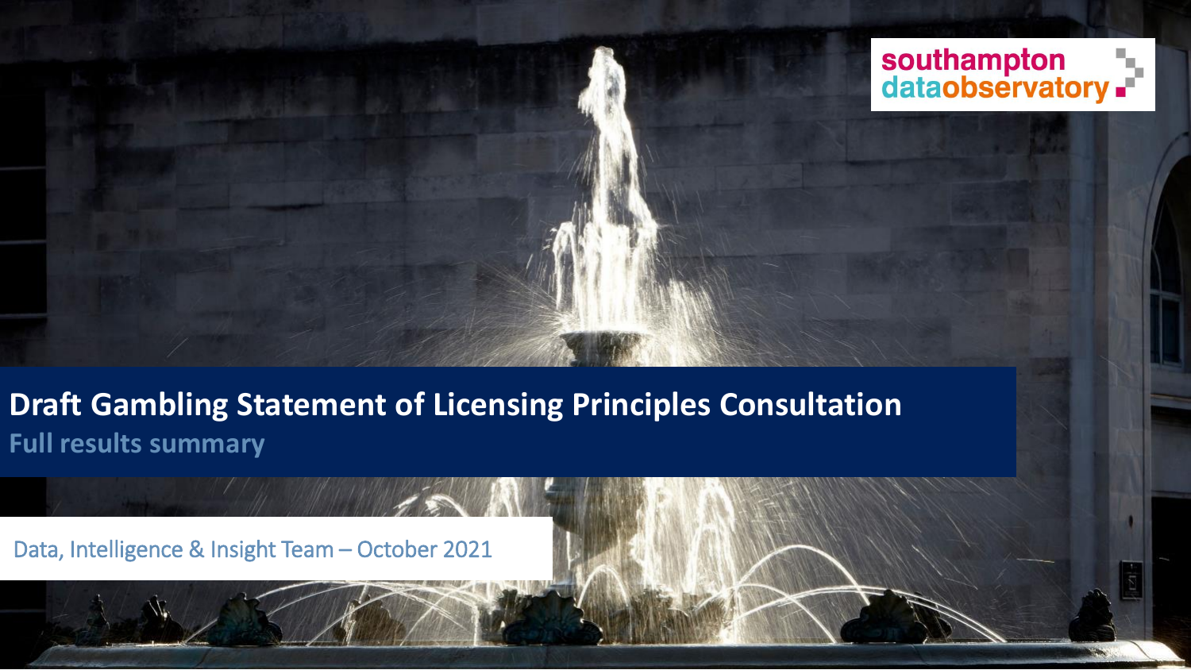southampton dataobservatory

# Draft Gambling Statement of Licensing Principles Consultation

## Full results summary

Data, Intelligence & Insight Team – October 2021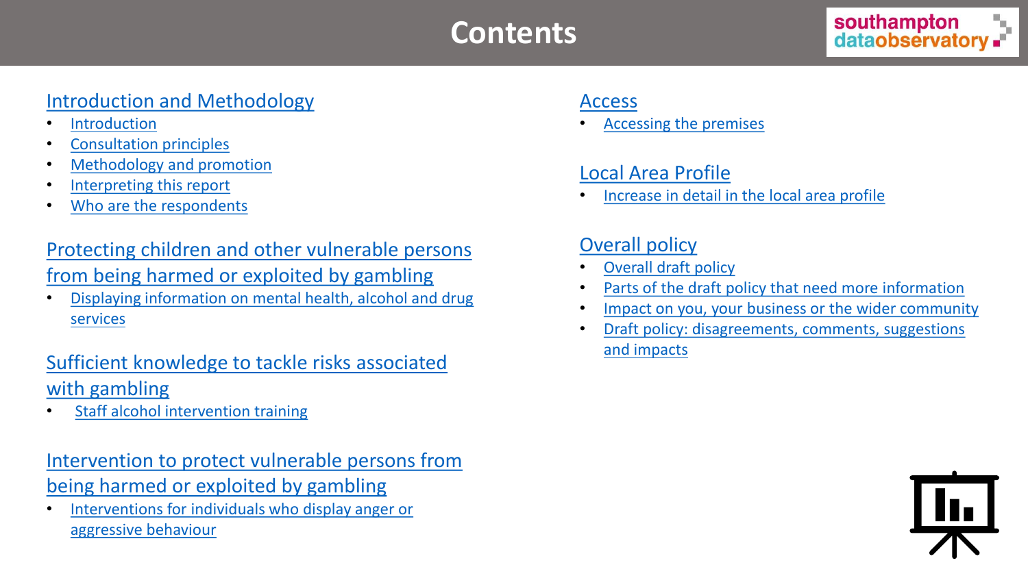# Contents

## Introduction and Methodology

- Introduction
- Consultation principles
- Methodology and promotion
- Interpreting this report
- Who are the respondents

## Protecting children and other vulnerable persons from being harmed or exploited by gambling

- Displaying information on mental health, alcohol and drug services

## Sufficient knowledge to tackle risks associated with gambling

- Staff alcohol intervention training

## Intervention to protect vulnerable persons from being harmed or exploited by gambling

- Interventions for individuals who display anger or aggressive behaviour

## Access

- Accessing the premises

## Local Area Profile

- Increase in detail in the local area profile

## Overall policy

- Overall draft policy
- Parts of the draft policy that need more information
- Impact on you, your business or the wider community
- Draft policy: disagreements, comments, suggestions and impacts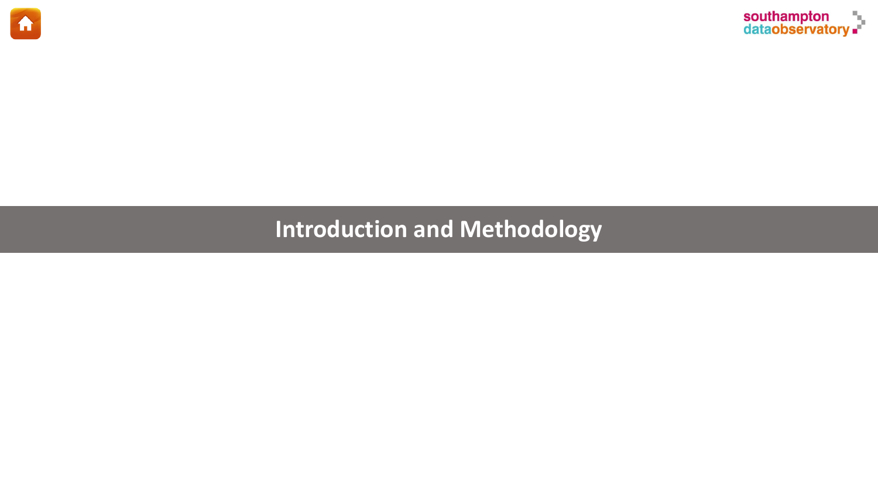# Introduction and Methodology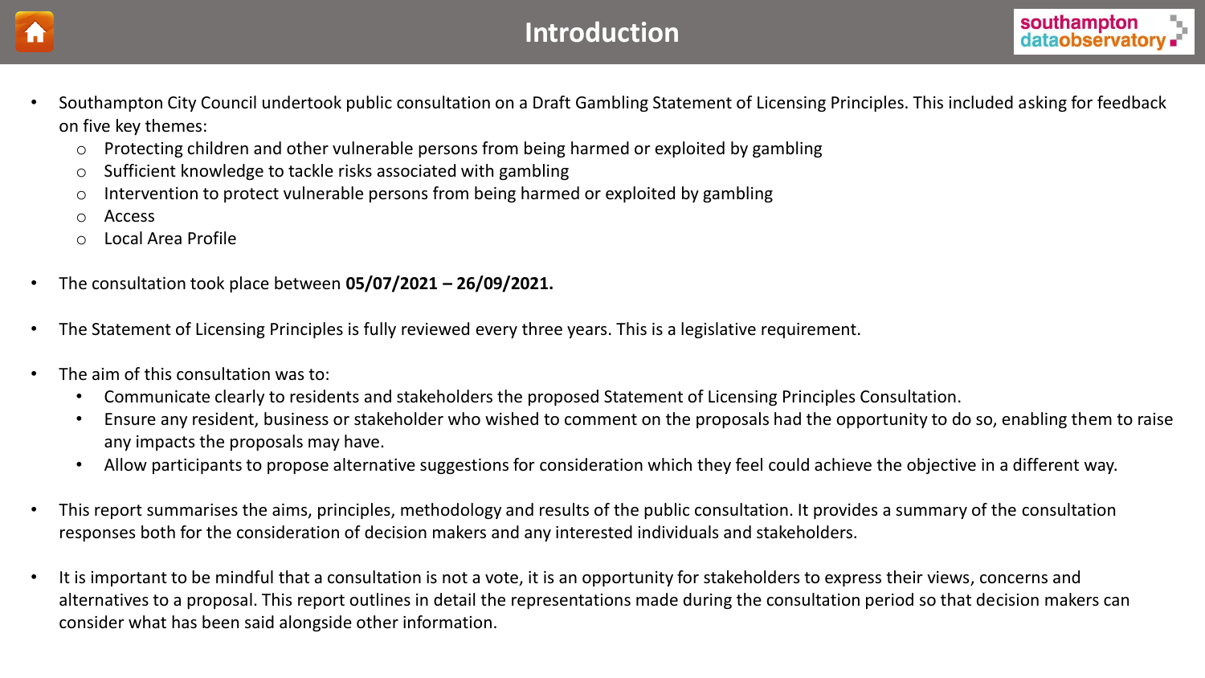# Introduction

- Southampton City Council undertook public consultation on a Draft Gambling Statement of Licensing Principles. This included asking for feedback on five key themes:
  - Protecting children and other vulnerable persons from being harmed or exploited by gambling
  - Sufficient knowledge to tackle risks associated with gambling
  - Intervention to protect vulnerable persons from being harmed or exploited by gambling
  - Access
  - Local Area Profile
- The consultation took place between **05/07/2021 – 26/09/2021.**
- The Statement of Licensing Principles is fully reviewed every three years. This is a legislative requirement.
- The aim of this consultation was to:
  - Communicate clearly to residents and stakeholders the proposed Statement of Licensing Principles Consultation.
  - Ensure any resident, business or stakeholder who wished to comment on the proposals had the opportunity to do so, enabling them to raise any impacts the proposals may have.
  - Allow participants to propose alternative suggestions for consideration which they feel could achieve the objective in a different way.
- This report summarises the aims, principles, methodology and results of the public consultation. It provides a summary of the consultation responses both for the consideration of decision makers and any interested individuals and stakeholders.
- It is important to be mindful that a consultation is not a vote, it is an opportunity for stakeholders to express their views, concerns and alternatives to a proposal. This report outlines in detail the representations made during the consultation period so that decision makers can consider what has been said alongside other information.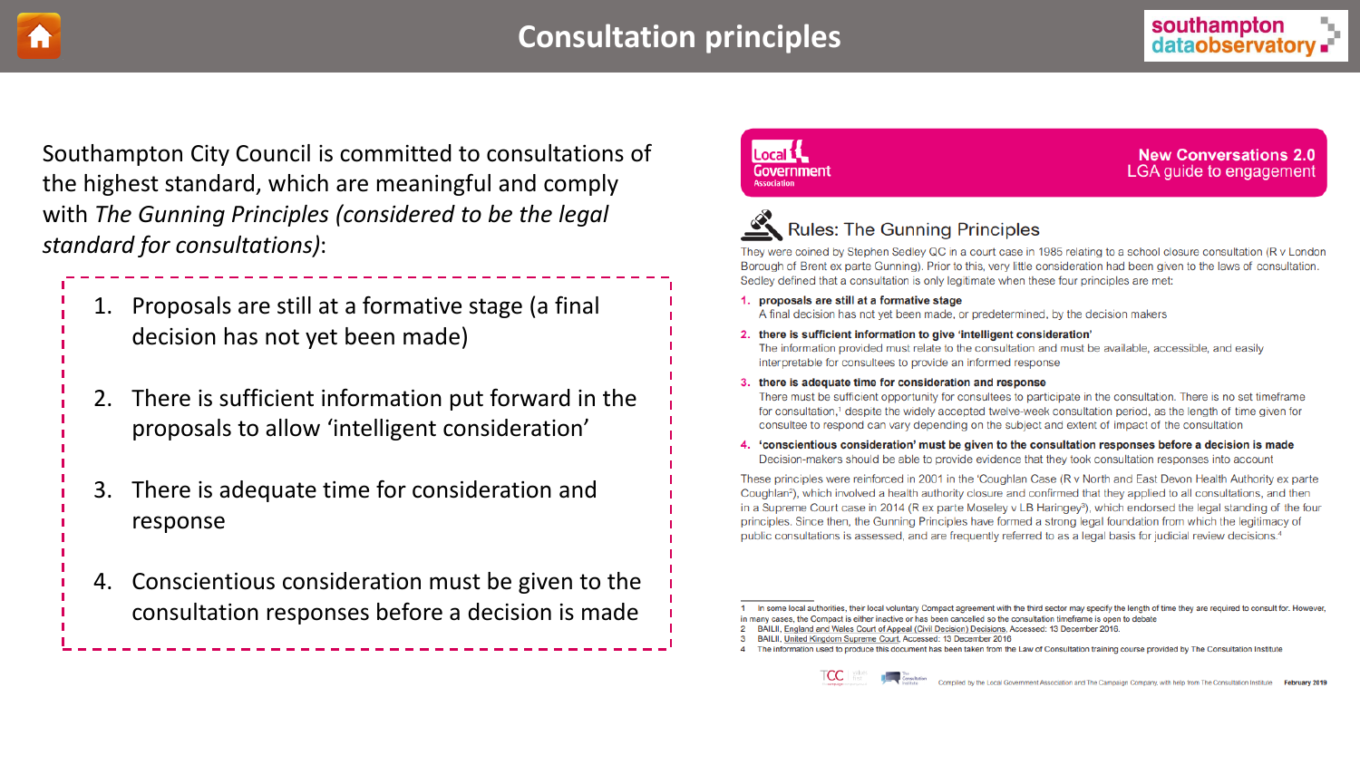# Consultation principles

Southampton City Council is committed to consultations of the highest standard, which are meaningful and comply with *The Gunning Principles (considered to be the legal standard for consultations)*:

1. Proposals are still at a formative stage (a final decision has not yet been made)
2. There is sufficient information put forward in the proposals to allow 'intelligent consideration'
3. There is adequate time for consideration and response
4. Conscientious consideration must be given to the consultation responses before a decision is made

---

**Local Government Association**

**New Conversations 2.0**
LGA guide to engagement

## Rules: The Gunning Principles

They were coined by Stephen Sedley QC in a court case in 1985 relating to a school closure consultation (R v London Borough of Brent ex parte Gunning). Prior to this, very little consideration had been given to the laws of consultation. Sedley defined that a consultation is only legitimate when these four principles are met:

1. **proposals are still at a formative stage**
   A final decision has not yet been made, or predetermined, by the decision makers
2. **there is sufficient information to give 'intelligent consideration'**
   The information provided must relate to the consultation and must be available, accessible, and easily interpretable for consultees to provide an informed response
3. **there is adequate time for consideration and response**
   There must be sufficient opportunity for consultees to participate in the consultation. There is no set timeframe for consultation,[1] despite the widely accepted twelve-week consultation period, as the length of time given for consultee to respond can vary depending on the subject and extent of impact of the consultation
4. **'conscientious consideration' must be given to the consultation responses before a decision is made**
   Decision-makers should be able to provide evidence that they took consultation responses into account

These principles were reinforced in 2001 in the 'Coughlan Case (R v North and East Devon Health Authority ex parte Coughlan[2]), which involved a health authority closure and confirmed that they applied to all consultations, and then in a Supreme Court case in 2014 (R ex parte Moseley v LB Haringey[3]), which endorsed the legal standing of the four principles. Since then, the Gunning Principles have formed a strong legal foundation from which the legitimacy of public consultations is assessed, and are frequently referred to as a legal basis for judicial review decisions.[4]

1 In some local authorities, their local voluntary Compact agreement with the third sector may specify the length of time they are required to consult for. However, in many cases, the Compact is either inactive or has been cancelled so the consultation timeframe is open to debate
2 BAILII, England and Wales Court of Appeal (Civil Decision) Decisions, Accessed: 13 December 2016.
3 BAILII, United Kingdom Supreme Court, Accessed: 13 December 2016
4 The information used to produce this document has been taken from the Law of Consultation training course provided by The Consultation Institute

Compiled by the Local Government Association and The Campaign Company, with help from The Consultation Institute February 2019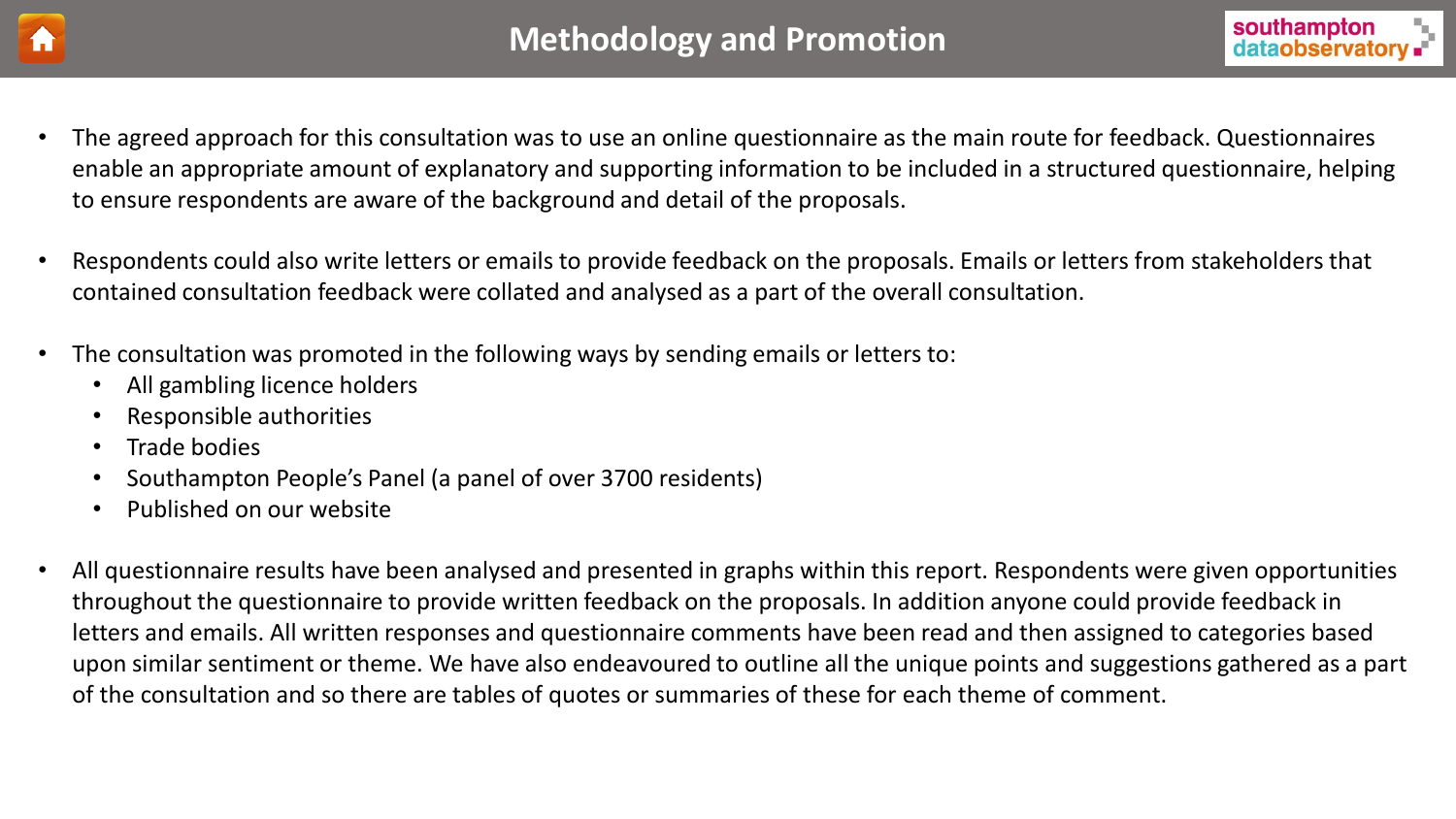# Methodology and Promotion

- The agreed approach for this consultation was to use an online questionnaire as the main route for feedback. Questionnaires enable an appropriate amount of explanatory and supporting information to be included in a structured questionnaire, helping to ensure respondents are aware of the background and detail of the proposals.

- Respondents could also write letters or emails to provide feedback on the proposals. Emails or letters from stakeholders that contained consultation feedback were collated and analysed as a part of the overall consultation.

- The consultation was promoted in the following ways by sending emails or letters to:
  - All gambling licence holders
  - Responsible authorities
  - Trade bodies
  - Southampton People's Panel (a panel of over 3700 residents)
  - Published on our website

- All questionnaire results have been analysed and presented in graphs within this report. Respondents were given opportunities throughout the questionnaire to provide written feedback on the proposals. In addition anyone could provide feedback in letters and emails. All written responses and questionnaire comments have been read and then assigned to categories based upon similar sentiment or theme. We have also endeavoured to outline all the unique points and suggestions gathered as a part of the consultation and so there are tables of quotes or summaries of these for each theme of comment.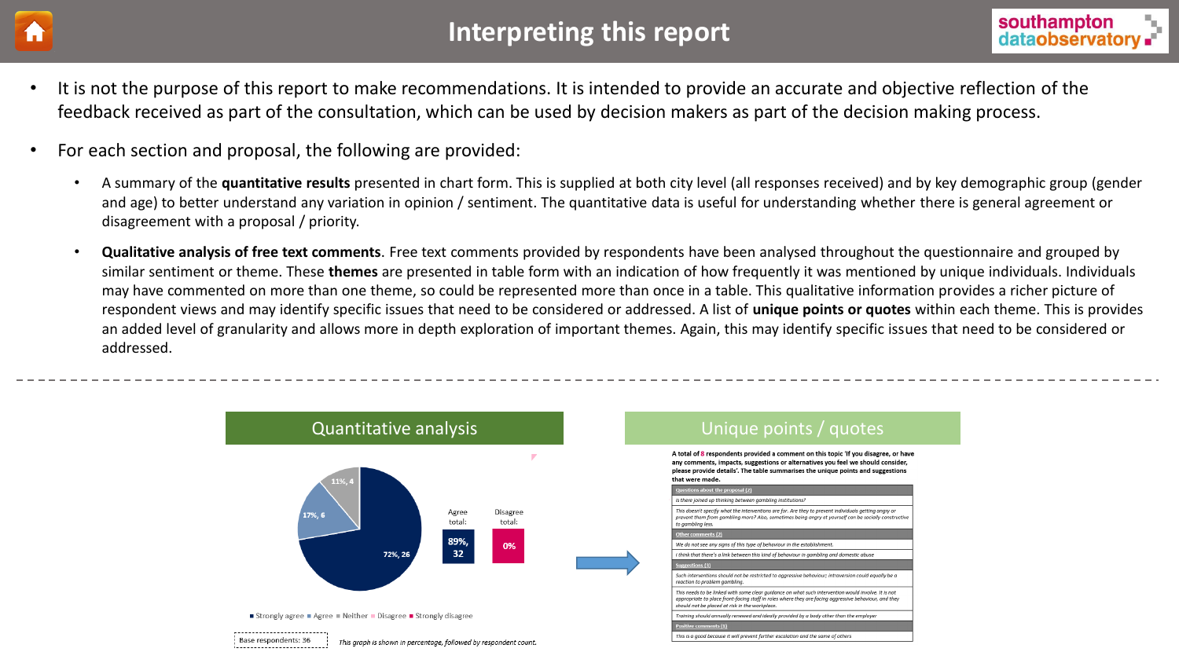# Interpreting this report

- It is not the purpose of this report to make recommendations. It is intended to provide an accurate and objective reflection of the feedback received as part of the consultation, which can be used by decision makers as part of the decision making process.
- For each section and proposal, the following are provided:
  - A summary of the **quantitative results** presented in chart form. This is supplied at both city level (all responses received) and by key demographic group (gender and age) to better understand any variation in opinion / sentiment. The quantitative data is useful for understanding whether there is general agreement or disagreement with a proposal / priority.
  - **Qualitative analysis of free text comments**. Free text comments provided by respondents have been analysed throughout the questionnaire and grouped by similar sentiment or theme. These **themes** are presented in table form with an indication of how frequently it was mentioned by unique individuals. Individuals may have commented on more than one theme, so could be represented more than once in a table. This qualitative information provides a richer picture of respondent views and may identify specific issues that need to be considered or addressed. A list of **unique points or quotes** within each theme. This is provides an added level of granularity and allows more in depth exploration of important themes. Again, this may identify specific issues that need to be considered or addressed.

## Quantitative analysis

- Strongly agree: 72%, 26
- Agree: 17%, 6
- Neither: 11%, 4
- Disagree
- Strongly disagree

Agree total: 89%, 32

Disagree total: 0%

Base respondents: 36

*This graph is shown in percentage, followed by respondent count.*

## Unique points / quotes

**A total of 8 respondents provided a comment on this topic 'If you disagree, or have any comments, impacts, suggestions or alternatives you feel we should consider, please provide details'. The table summarises the unique points and suggestions that were made.**

| Questions about the proposal (2) |
| --- |
| *Is there joined up thinking between gambling institutions?* |
| *This doesn't specify what the interventions are for. Are they to prevent individuals getting angry or prevent them from gambling more? Also, sometimes being angry at yourself can be socially constructive to gambling less.* |
| **Other comments (2)** |
| *We do not see any signs of this type of behaviour in the establishment.* |
| *I think that there's a link between this kind of behaviour in gambling and domestic abuse* |
| **Suggestions (3)** |
| *Such interventions should not be restricted to aggressive behaviour; introversion could equally be a reaction to problem gambling.* |
| *This needs to be linked with some clear guidance on what such intervention would involve. It is not appropriate to place front-facing staff in roles where they are facing aggressive behaviour, and they should not be placed at risk in the workplace.* |
| *Training should annually renewed and ideally provided by a body other than the employer* |
| **Positive comments (1)** |
| *This is a good because it will prevent further escalation and the same of others* |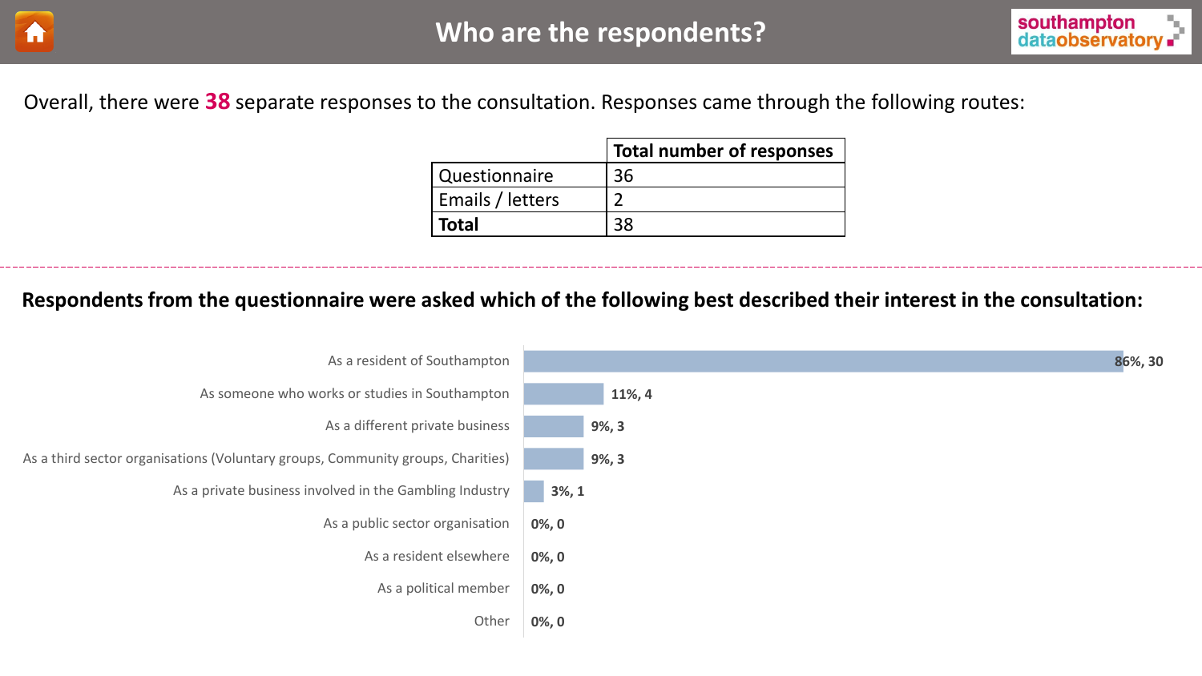# Who are the respondents?

Overall, there were **38** separate responses to the consultation. Responses came through the following routes:

| | Total number of responses |
|---|---|
| Questionnaire | 36 |
| Emails / letters | 2 |
| **Total** | 38 |

**Respondents from the questionnaire were asked which of the following best described their interest in the consultation:**

| Interest | % | Number |
|---|---|---|
| As a resident of Southampton | 86% | 30 |
| As someone who works or studies in Southampton | 11% | 4 |
| As a different private business | 9% | 3 |
| As a third sector organisations (Voluntary groups, Community groups, Charities) | 9% | 3 |
| As a private business involved in the Gambling Industry | 3% | 1 |
| As a public sector organisation | 0% | 0 |
| As a resident elsewhere | 0% | 0 |
| As a political member | 0% | 0 |
| Other | 0% | 0 |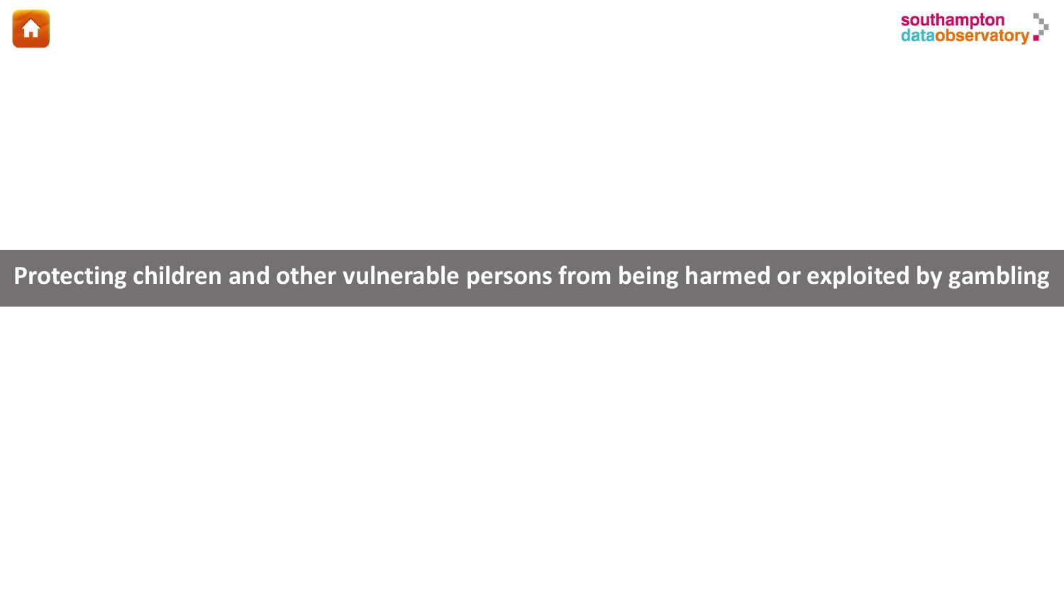# Protecting children and other vulnerable persons from being harmed or exploited by gambling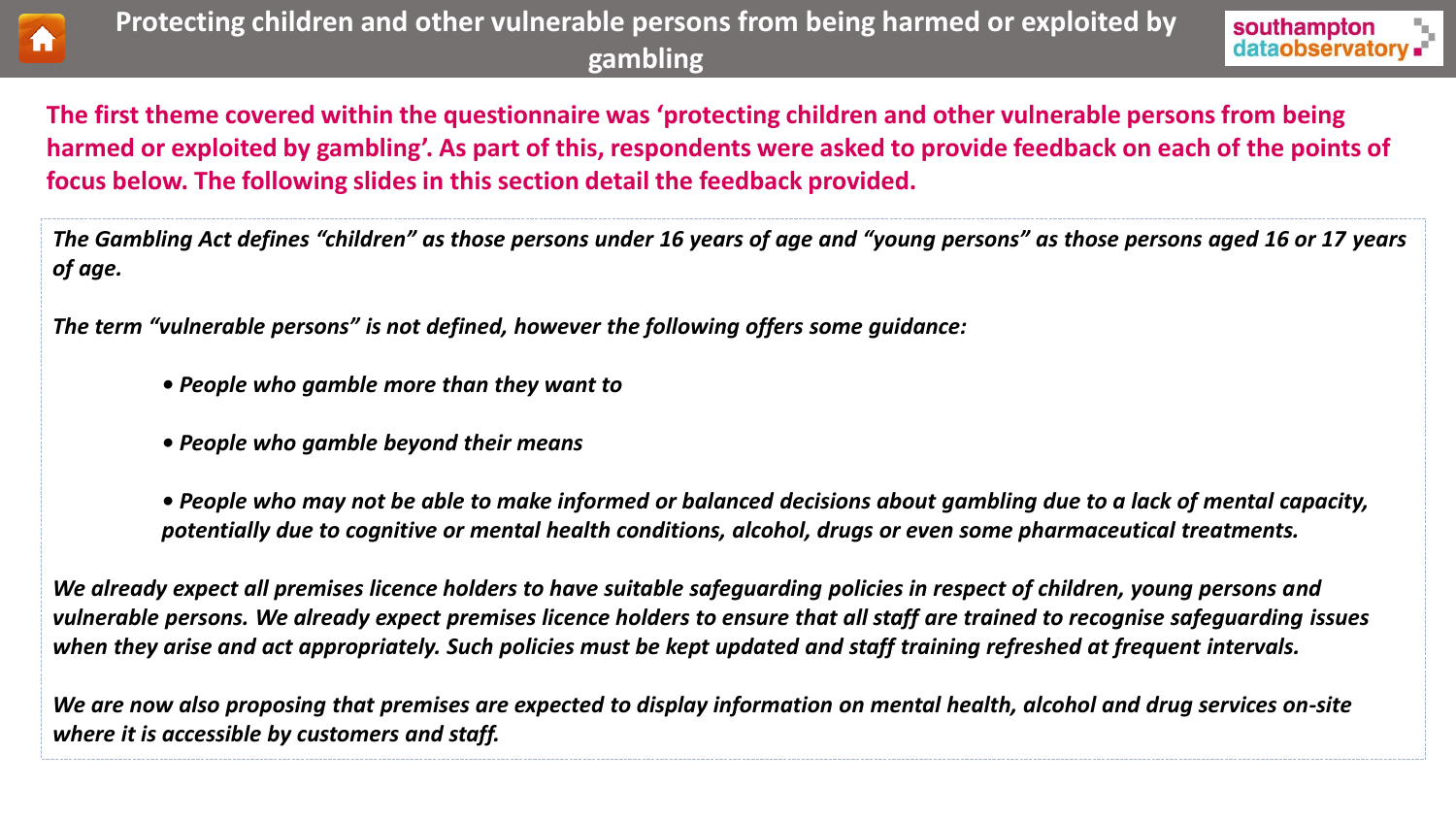# Protecting children and other vulnerable persons from being harmed or exploited by gambling

**The first theme covered within the questionnaire was 'protecting children and other vulnerable persons from being harmed or exploited by gambling'. As part of this, respondents were asked to provide feedback on each of the points of focus below. The following slides in this section detail the feedback provided.**

*The Gambling Act defines "children" as those persons under 16 years of age and "young persons" as those persons aged 16 or 17 years of age.*

*The term "vulnerable persons" is not defined, however the following offers some guidance:*

- *People who gamble more than they want to*
- *People who gamble beyond their means*
- *People who may not be able to make informed or balanced decisions about gambling due to a lack of mental capacity, potentially due to cognitive or mental health conditions, alcohol, drugs or even some pharmaceutical treatments.*

*We already expect all premises licence holders to have suitable safeguarding policies in respect of children, young persons and vulnerable persons. We already expect premises licence holders to ensure that all staff are trained to recognise safeguarding issues when they arise and act appropriately. Such policies must be kept updated and staff training refreshed at frequent intervals.*

*We are now also proposing that premises are expected to display information on mental health, alcohol and drug services on-site where it is accessible by customers and staff.*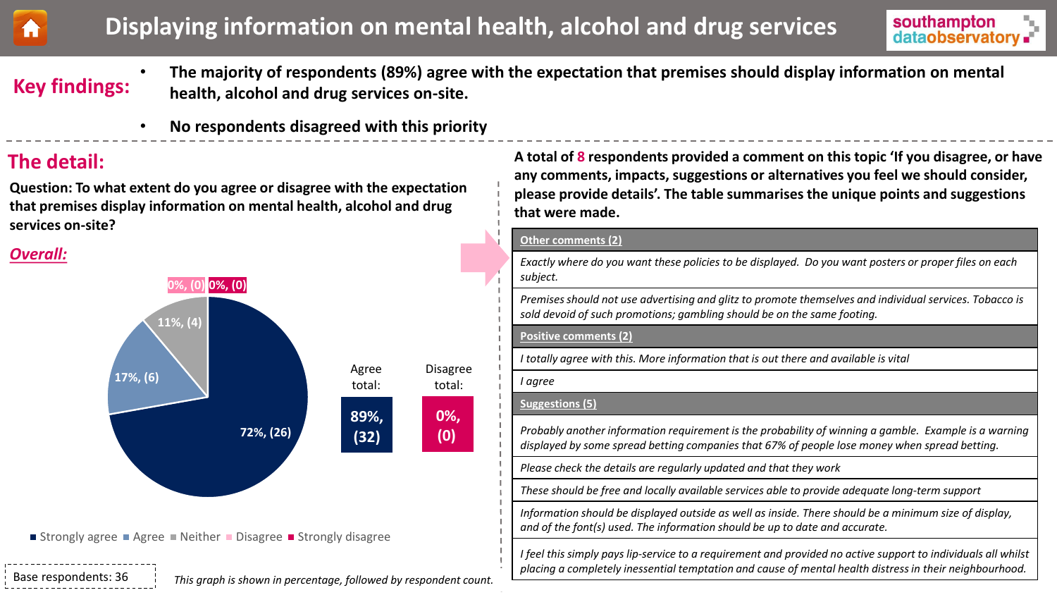# Displaying information on mental health, alcohol and drug services

**Key findings:**

- **The majority of respondents (89%) agree with the expectation that premises should display information on mental health, alcohol and drug services on-site.**
- **No respondents disagreed with this priority**

## The detail:

**Question: To what extent do you agree or disagree with the expectation that premises display information on mental health, alcohol and drug services on-site?**

***Overall:***

| Response | Percentage | Count |
|---|---|---|
| Strongly agree | 72% | 26 |
| Agree | 17% | 6 |
| Neither | 11% | 4 |
| Disagree | 0% | 0 |
| Strongly disagree | 0% | 0 |

| Agree total: | Disagree total: |
|---|---|
| 89%, (32) | 0%, (0) |

Base respondents: 36

*This graph is shown in percentage, followed by respondent count.*

**A total of 8 respondents provided a comment on this topic 'If you disagree, or have any comments, impacts, suggestions or alternatives you feel we should consider, please provide details'. The table summarises the unique points and suggestions that were made.**

| Other comments (2) |
|---|
| *Exactly where do you want these policies to be displayed. Do you want posters or proper files on each subject.* |
| *Premises should not use advertising and glitz to promote themselves and individual services. Tobacco is sold devoid of such promotions; gambling should be on the same footing.* |
| **Positive comments (2)** |
| *I totally agree with this. More information that is out there and available is vital* |
| *I agree* |
| **Suggestions (5)** |
| *Probably another information requirement is the probability of winning a gamble. Example is a warning displayed by some spread betting companies that 67% of people lose money when spread betting.* |
| *Please check the details are regularly updated and that they work* |
| *These should be free and locally available services able to provide adequate long-term support* |
| *Information should be displayed outside as well as inside. There should be a minimum size of display, and of the font(s) used. The information should be up to date and accurate.* |
| *I feel this simply pays lip-service to a requirement and provided no active support to individuals all whilst placing a completely inessential temptation and cause of mental health distress in their neighbourhood.* |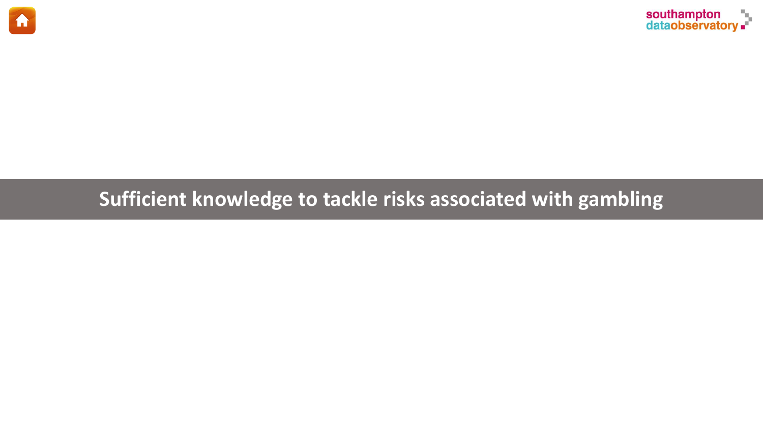# Sufficient knowledge to tackle risks associated with gambling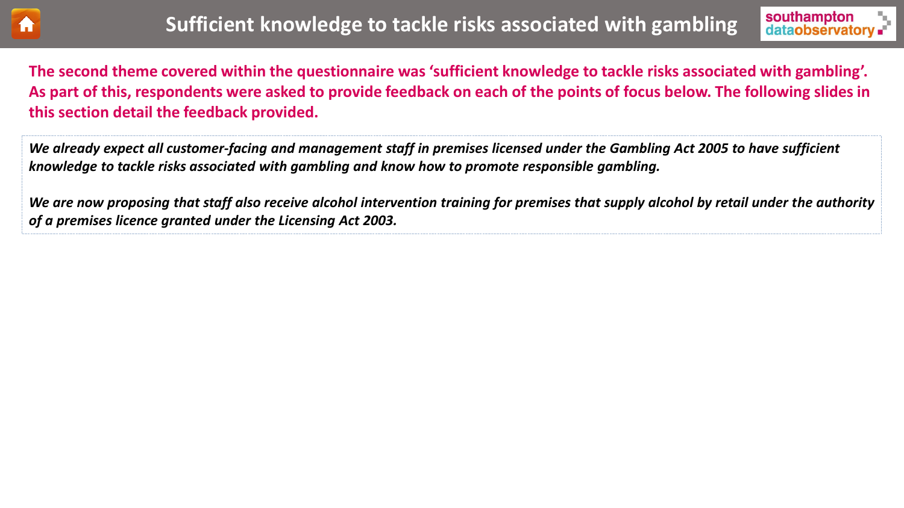# Sufficient knowledge to tackle risks associated with gambling

**The second theme covered within the questionnaire was 'sufficient knowledge to tackle risks associated with gambling'. As part of this, respondents were asked to provide feedback on each of the points of focus below. The following slides in this section detail the feedback provided.**

***We already expect all customer-facing and management staff in premises licensed under the Gambling Act 2005 to have sufficient knowledge to tackle risks associated with gambling and know how to promote responsible gambling.***

***We are now proposing that staff also receive alcohol intervention training for premises that supply alcohol by retail under the authority of a premises licence granted under the Licensing Act 2003.***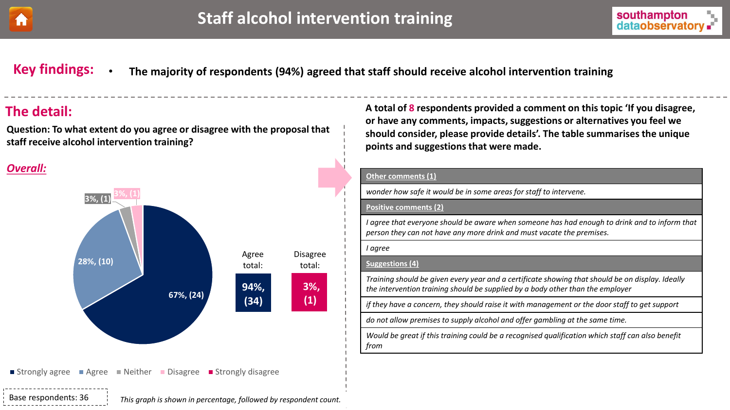# Staff alcohol intervention training

## Key findings:

- **The majority of respondents (94%) agreed that staff should receive alcohol intervention training**

## The detail:

**Question: To what extent do you agree or disagree with the proposal that staff receive alcohol intervention training?**

***Overall:***

| Response | Percentage | Count |
|---|---|---|
| Strongly agree | 67% | 24 |
| Agree | 28% | 10 |
| Neither | 3% | 1 |
| Disagree | 3% | 1 |
| Strongly disagree | | |

Agree total: **94%, (34)**

Disagree total: **3%, (1)**

Base respondents: 36

*This graph is shown in percentage, followed by respondent count.*

**A total of 8 respondents provided a comment on this topic 'If you disagree, or have any comments, impacts, suggestions or alternatives you feel we should consider, please provide details'. The table summarises the unique points and suggestions that were made.**

| Other comments (1) |
|---|
| *wonder how safe it would be in some areas for staff to intervene.* |
| **Positive comments (2)** |
| *I agree that everyone should be aware when someone has had enough to drink and to inform that person they can not have any more drink and must vacate the premises.* |
| *I agree* |
| **Suggestions (4)** |
| *Training should be given every year and a certificate showing that should be on display. Ideally the intervention training should be supplied by a body other than the employer* |
| *if they have a concern, they should raise it with management or the door staff to get support* |
| *do not allow premises to supply alcohol and offer gambling at the same time.* |
| *Would be great if this training could be a recognised qualification which staff can also benefit from* |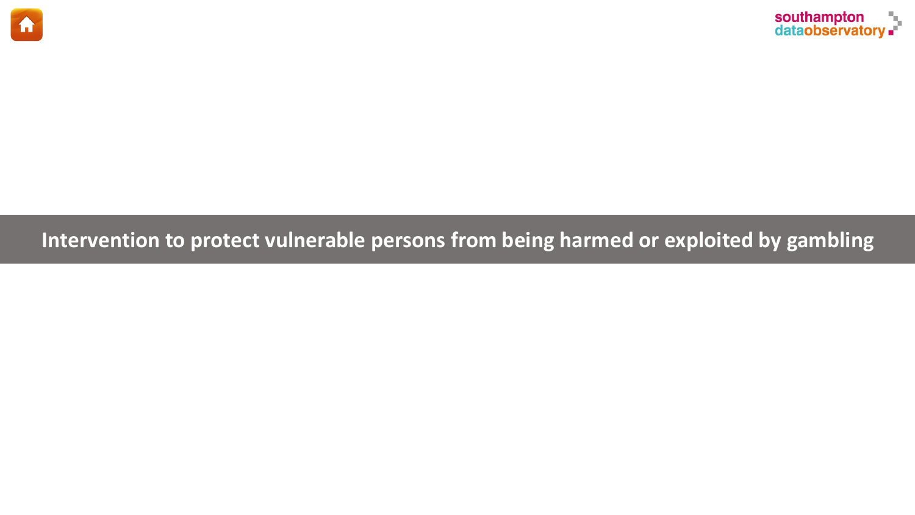# Intervention to protect vulnerable persons from being harmed or exploited by gambling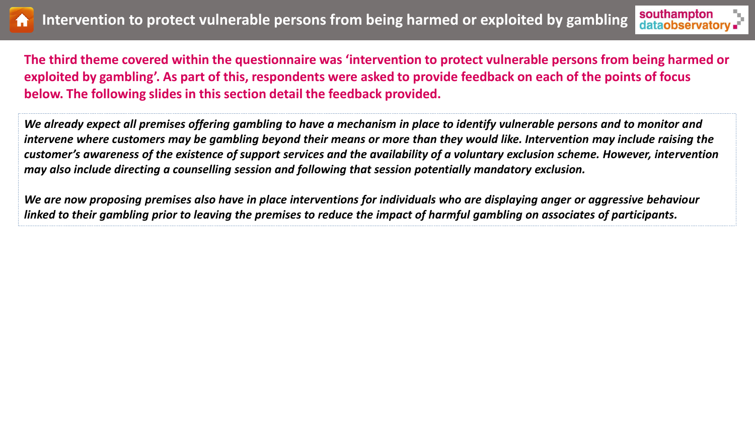# Intervention to protect vulnerable persons from being harmed or exploited by gambling

**The third theme covered within the questionnaire was 'intervention to protect vulnerable persons from being harmed or exploited by gambling'. As part of this, respondents were asked to provide feedback on each of the points of focus below. The following slides in this section detail the feedback provided.**

***We already expect all premises offering gambling to have a mechanism in place to identify vulnerable persons and to monitor and intervene where customers may be gambling beyond their means or more than they would like. Intervention may include raising the customer's awareness of the existence of support services and the availability of a voluntary exclusion scheme. However, intervention may also include directing a counselling session and following that session potentially mandatory exclusion.***

***We are now proposing premises also have in place interventions for individuals who are displaying anger or aggressive behaviour linked to their gambling prior to leaving the premises to reduce the impact of harmful gambling on associates of participants.***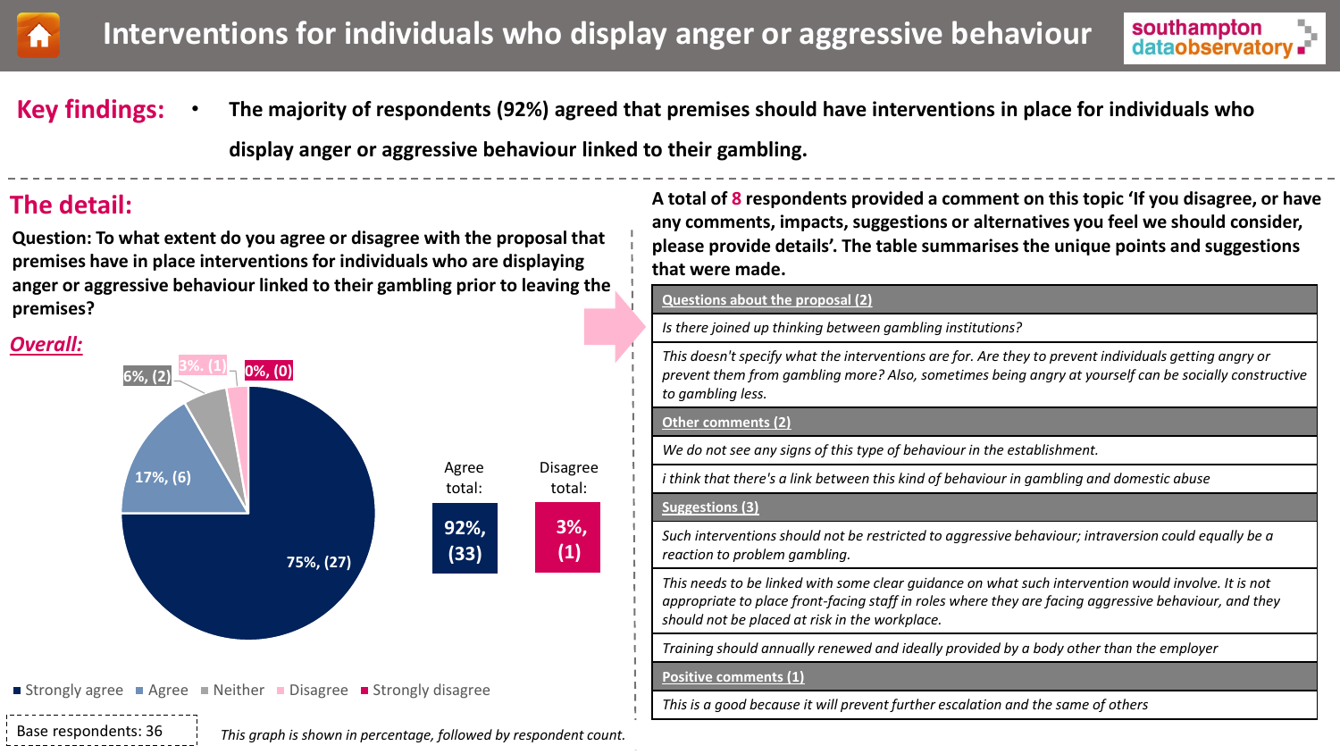# Interventions for individuals who display anger or aggressive behaviour

**Key findings:**

- **The majority of respondents (92%) agreed that premises should have interventions in place for individuals who display anger or aggressive behaviour linked to their gambling.**

## The detail:

**Question: To what extent do you agree or disagree with the proposal that premises have in place interventions for individuals who are displaying anger or aggressive behaviour linked to their gambling prior to leaving the premises?**

***Overall:***

| Response | Percentage, (count) |
|---|---|
| Strongly agree | 75%, (27) |
| Agree | 17%, (6) |
| Neither | 6%, (2) |
| Disagree | 3%, (1) |
| Strongly disagree | 0%, (0) |

| Agree total: | Disagree total: |
|---|---|
| 92%, (33) | 3%, (1) |

Base respondents: 36

*This graph is shown in percentage, followed by respondent count.*

**A total of 8 respondents provided a comment on this topic 'If you disagree, or have any comments, impacts, suggestions or alternatives you feel we should consider, please provide details'. The table summarises the unique points and suggestions that were made.**

| Questions about the proposal (2) |
|---|
| *Is there joined up thinking between gambling institutions?* |
| *This doesn't specify what the interventions are for. Are they to prevent individuals getting angry or prevent them from gambling more? Also, sometimes being angry at yourself can be socially constructive to gambling less.* |
| **Other comments (2)** |
| *We do not see any signs of this type of behaviour in the establishment.* |
| *i think that there's a link between this kind of behaviour in gambling and domestic abuse* |
| **Suggestions (3)** |
| *Such interventions should not be restricted to aggressive behaviour; intraversion could equally be a reaction to problem gambling.* |
| *This needs to be linked with some clear guidance on what such intervention would involve. It is not appropriate to place front-facing staff in roles where they are facing aggressive behaviour, and they should not be placed at risk in the workplace.* |
| *Training should annually renewed and ideally provided by a body other than the employer* |
| **Positive comments (1)** |
| *This is a good because it will prevent further escalation and the same of others* |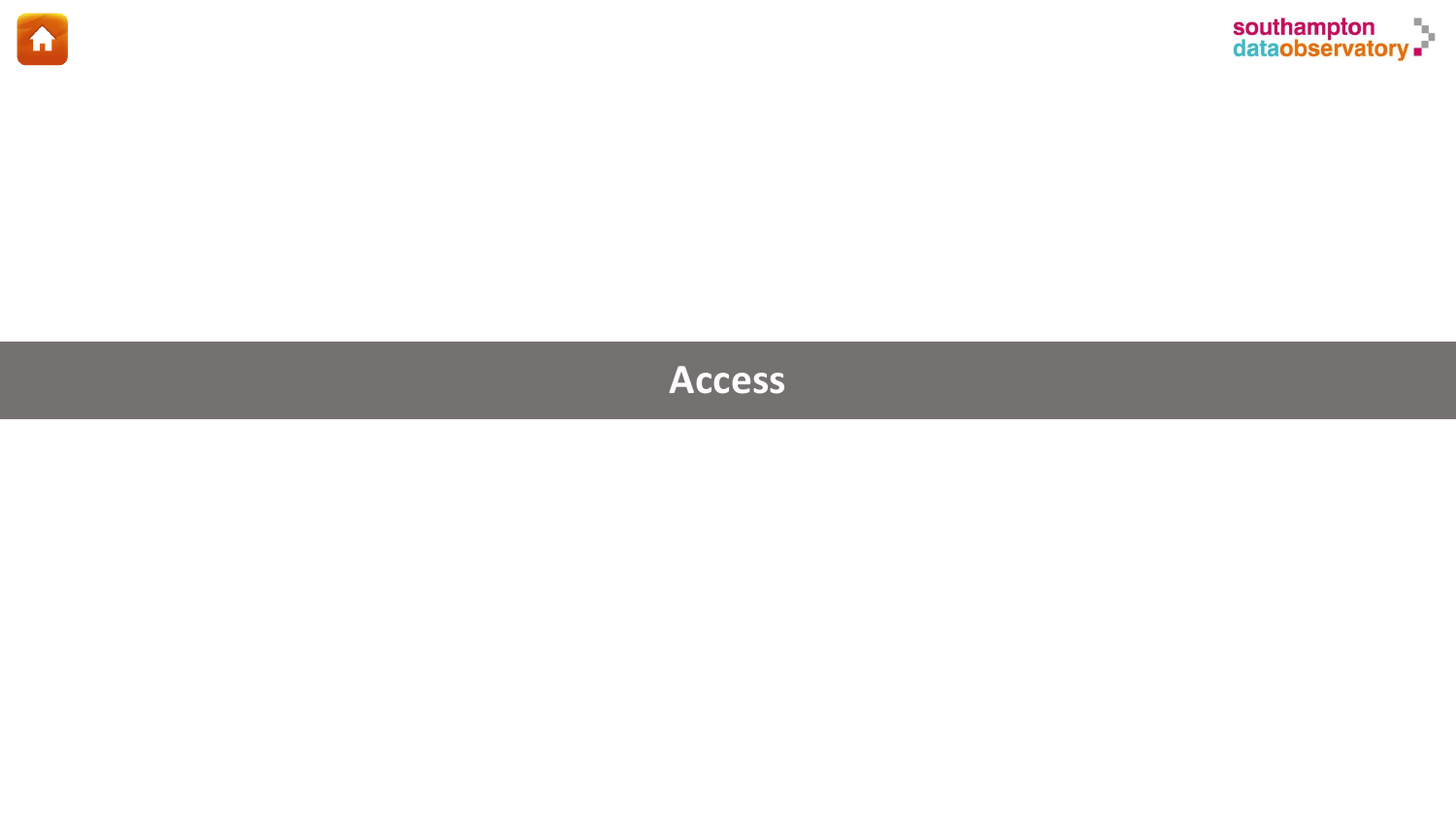# Access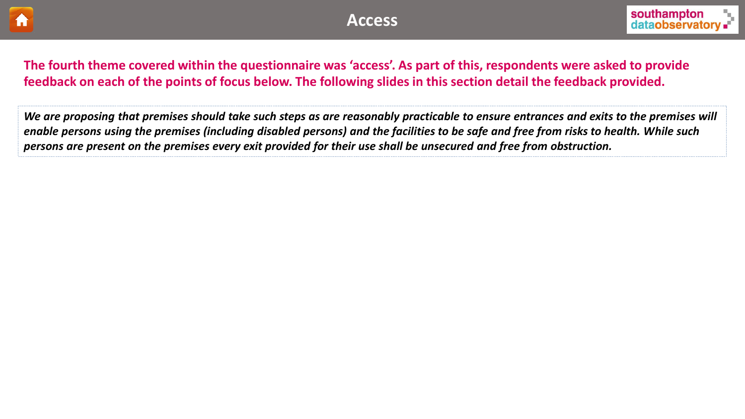# Access

**The fourth theme covered within the questionnaire was 'access'. As part of this, respondents were asked to provide feedback on each of the points of focus below. The following slides in this section detail the feedback provided.**

***We are proposing that premises should take such steps as are reasonably practicable to ensure entrances and exits to the premises will enable persons using the premises (including disabled persons) and the facilities to be safe and free from risks to health. While such persons are present on the premises every exit provided for their use shall be unsecured and free from obstruction.***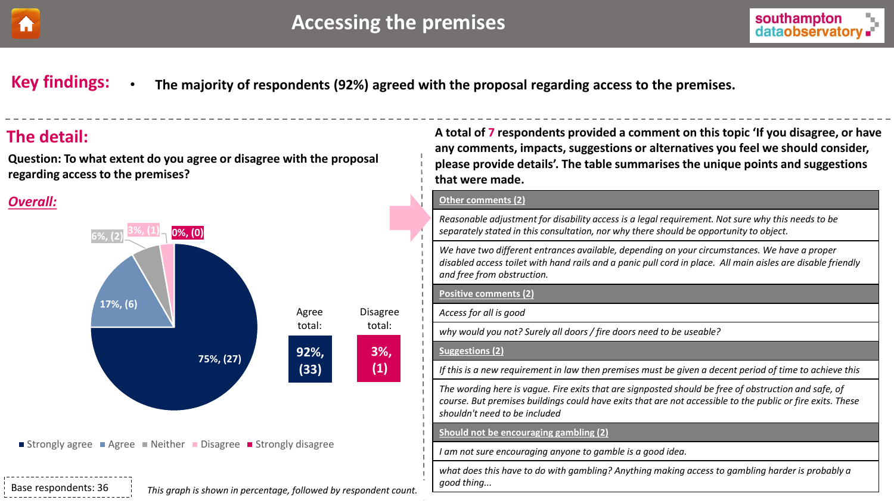# Accessing the premises

**Key findings:**

- **The majority of respondents (92%) agreed with the proposal regarding access to the premises.**

## The detail:

**Question: To what extent do you agree or disagree with the proposal regarding access to the premises?**

***Overall:***

| Response | Percentage | Count |
|---|---|---|
| Strongly agree | 75% | 27 |
| Agree | 17% | 6 |
| Neither | 6% | 2 |
| Disagree | 3% | 1 |
| Strongly disagree | 0% | 0 |

| Agree total: | Disagree total: |
|---|---|
| 92%, (33) | 3%, (1) |

Base respondents: 36

*This graph is shown in percentage, followed by respondent count.*

**A total of 7 respondents provided a comment on this topic 'If you disagree, or have any comments, impacts, suggestions or alternatives you feel we should consider, please provide details'. The table summarises the unique points and suggestions that were made.**

| Other comments (2) |
|---|
| *Reasonable adjustment for disability access is a legal requirement. Not sure why this needs to be separately stated in this consultation, nor why there should be opportunity to object.* |
| *We have two different entrances available, depending on your circumstances. We have a proper disabled access toilet with hand rails and a panic pull cord in place. All main aisles are disable friendly and free from obstruction.* |
| **Positive comments (2)** |
| *Access for all is good* |
| *why would you not? Surely all doors / fire doors need to be useable?* |
| **Suggestions (2)** |
| *If this is a new requirement in law then premises must be given a decent period of time to achieve this* |
| *The wording here is vague. Fire exits that are signposted should be free of obstruction and safe, of course. But premises buildings could have exits that are not accessible to the public or fire exits. These shouldn't need to be included* |
| **Should not be encouraging gambling (2)** |
| *I am not sure encouraging anyone to gamble is a good idea.* |
| *what does this have to do with gambling? Anything making access to gambling harder is probably a good thing...* |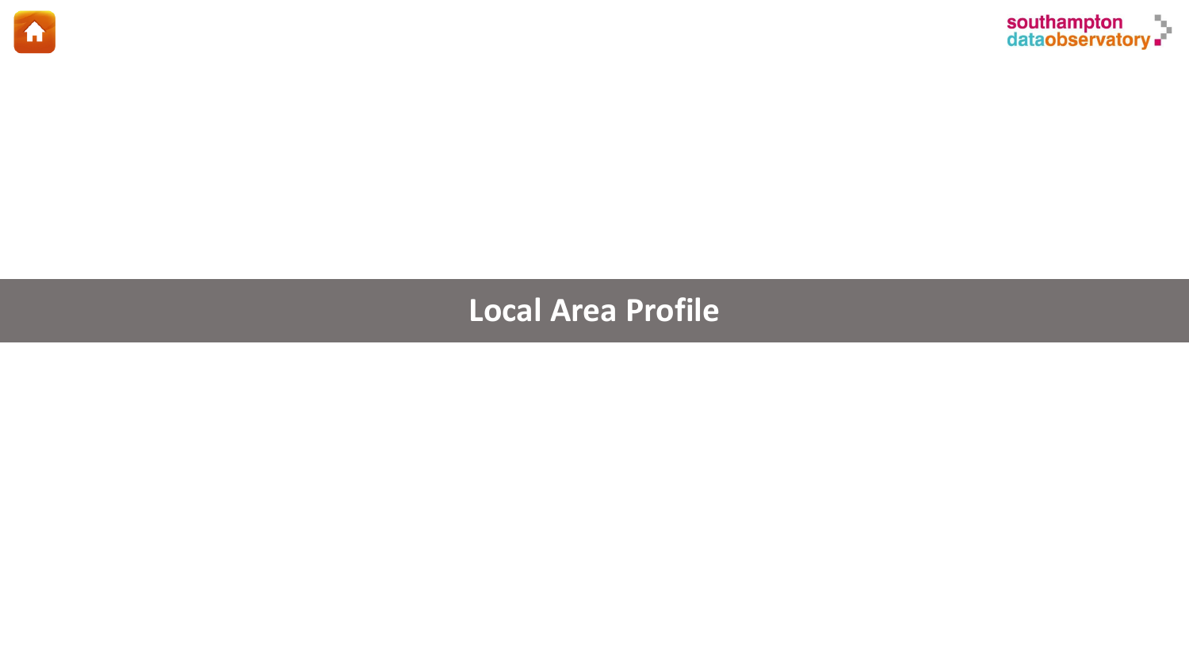# Local Area Profile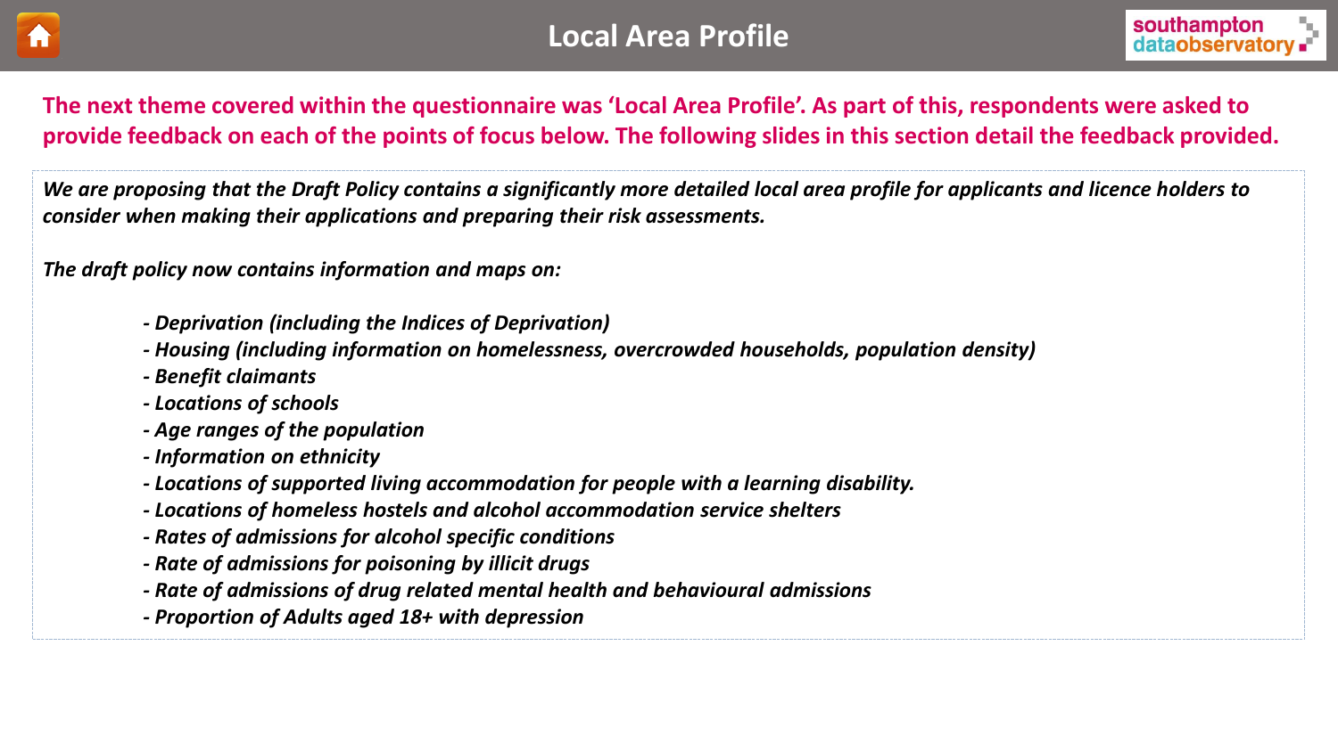# Local Area Profile

**The next theme covered within the questionnaire was 'Local Area Profile'. As part of this, respondents were asked to provide feedback on each of the points of focus below. The following slides in this section detail the feedback provided.**

***We are proposing that the Draft Policy contains a significantly more detailed local area profile for applicants and licence holders to consider when making their applications and preparing their risk assessments.***

***The draft policy now contains information and maps on:***

- ***Deprivation (including the Indices of Deprivation)***
- ***Housing (including information on homelessness, overcrowded households, population density)***
- ***Benefit claimants***
- ***Locations of schools***
- ***Age ranges of the population***
- ***Information on ethnicity***
- ***Locations of supported living accommodation for people with a learning disability.***
- ***Locations of homeless hostels and alcohol accommodation service shelters***
- ***Rates of admissions for alcohol specific conditions***
- ***Rate of admissions for poisoning by illicit drugs***
- ***Rate of admissions of drug related mental health and behavioural admissions***
- ***Proportion of Adults aged 18+ with depression***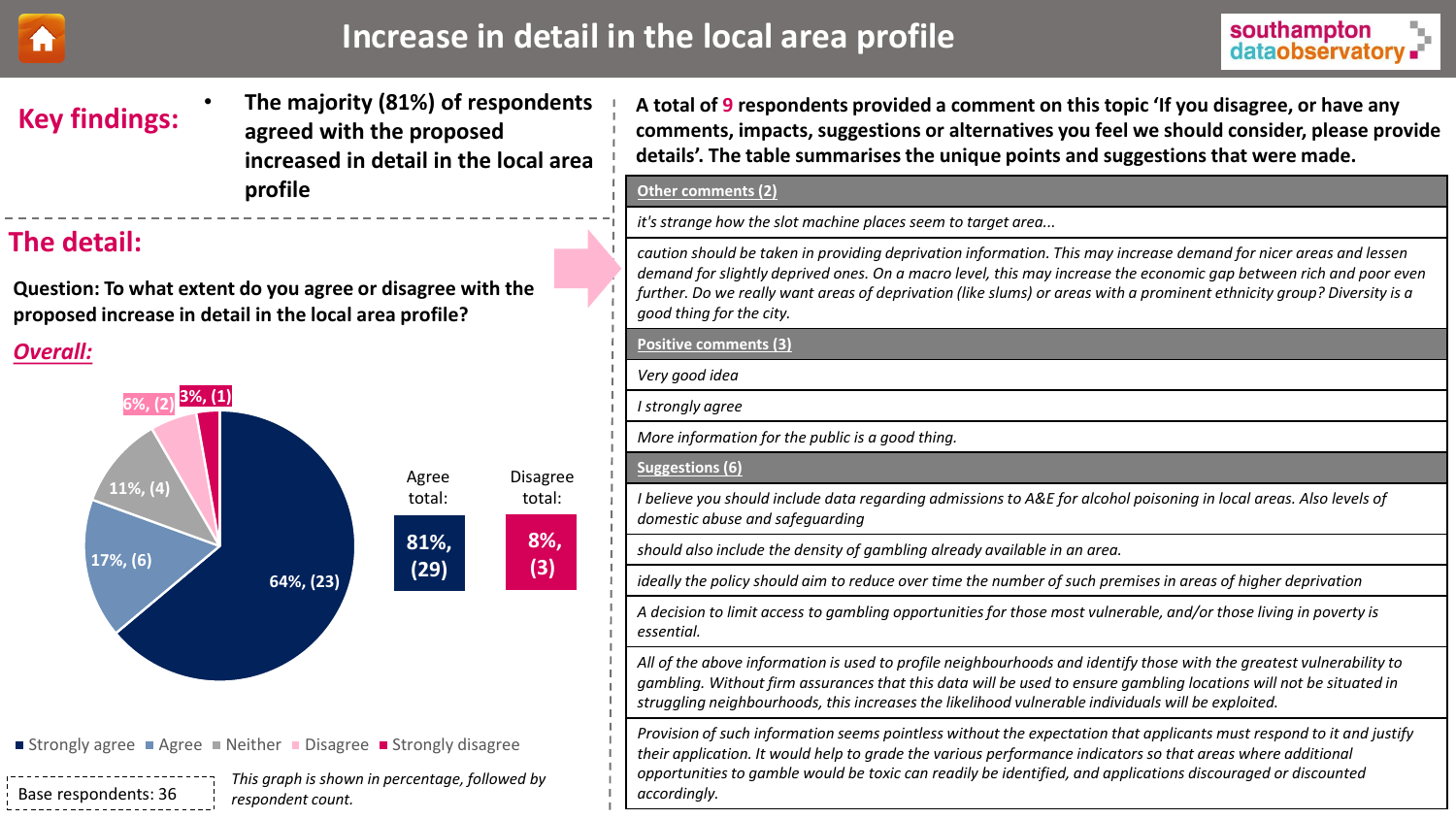# Increase in detail in the local area profile

## Key findings:

- The majority (81%) of respondents agreed with the proposed increased in detail in the local area profile

## The detail:

**Question: To what extent do you agree or disagree with the proposed increase in detail in the local area profile?**

***Overall:***

| Response | Percentage | Count |
|---|---|---|
| Strongly agree | 64% | 23 |
| Agree | 17% | 6 |
| Neither | 11% | 4 |
| Disagree | 6% | 2 |
| Strongly disagree | 3% | 1 |

| Agree total: | Disagree total: |
|---|---|
| 81%, (29) | 8%, (3) |

Base respondents: 36

*This graph is shown in percentage, followed by respondent count.*

**A total of 9 respondents provided a comment on this topic 'If you disagree, or have any comments, impacts, suggestions or alternatives you feel we should consider, please provide details'. The table summarises the unique points and suggestions that were made.**

| Other comments (2) |
|---|
| *it's strange how the slot machine places seem to target area...* |
| *caution should be taken in providing deprivation information. This may increase demand for nicer areas and lessen demand for slightly deprived ones. On a macro level, this may increase the economic gap between rich and poor even further. Do we really want areas of deprivation (like slums) or areas with a prominent ethnicity group? Diversity is a good thing for the city.* |
| **Positive comments (3)** |
| *Very good idea* |
| *I strongly agree* |
| *More information for the public is a good thing.* |
| **Suggestions (6)** |
| *I believe you should include data regarding admissions to A&E for alcohol poisoning in local areas. Also levels of domestic abuse and safeguarding* |
| *should also include the density of gambling already available in an area.* |
| *ideally the policy should aim to reduce over time the number of such premises in areas of higher deprivation* |
| *A decision to limit access to gambling opportunities for those most vulnerable, and/or those living in poverty is essential.* |
| *All of the above information is used to profile neighbourhoods and identify those with the greatest vulnerability to gambling. Without firm assurances that this data will be used to ensure gambling locations will not be situated in struggling neighbourhoods, this increases the likelihood vulnerable individuals will be exploited.* |
| *Provision of such information seems pointless without the expectation that applicants must respond to it and justify their application. It would help to grade the various performance indicators so that areas where additional opportunities to gamble would be toxic can readily be identified, and applications discouraged or discounted accordingly.* |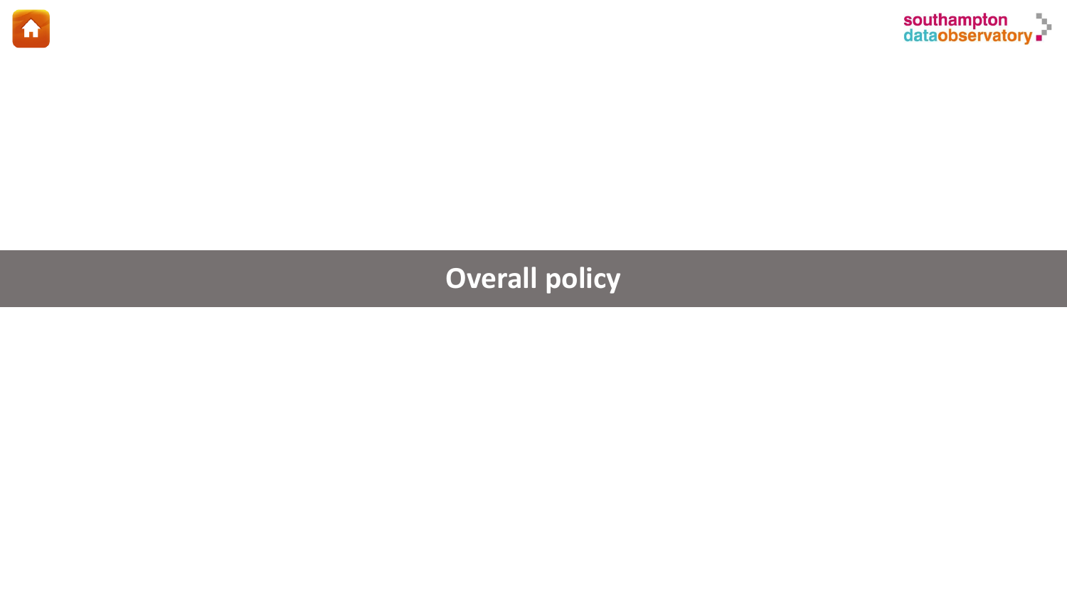# Overall policy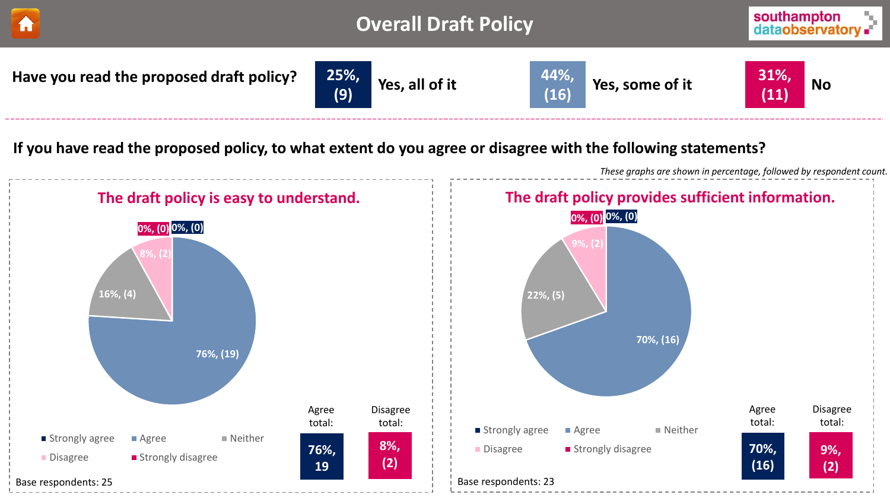# Overall Draft Policy

**Have you read the proposed draft policy?**

| Response | Percentage (count) |
|---|---|
| Yes, all of it | 25%, (9) |
| Yes, some of it | 44%, (16) |
| No | 31%, (11) |

**If you have read the proposed policy, to what extent do you agree or disagree with the following statements?**

*These graphs are shown in percentage, followed by respondent count.*

## The draft policy is easy to understand.

| Response | Percentage (count) |
|---|---|
| Strongly agree | 0%, (0) |
| Agree | 76%, (19) |
| Neither | 16%, (4) |
| Disagree | 8%, (2) |
| Strongly disagree | 0%, (0) |

Agree total: 76%, 19

Disagree total: 8%, (2)

Base respondents: 25

## The draft policy provides sufficient information.

| Response | Percentage (count) |
|---|---|
| Strongly agree | 0%, (0) |
| Agree | 70%, (16) |
| Neither | 22%, (5) |
| Disagree | 9%, (2) |
| Strongly disagree | 0%, (0) |

Agree total: 70%, (16)

Disagree total: 9%, (2)

Base respondents: 23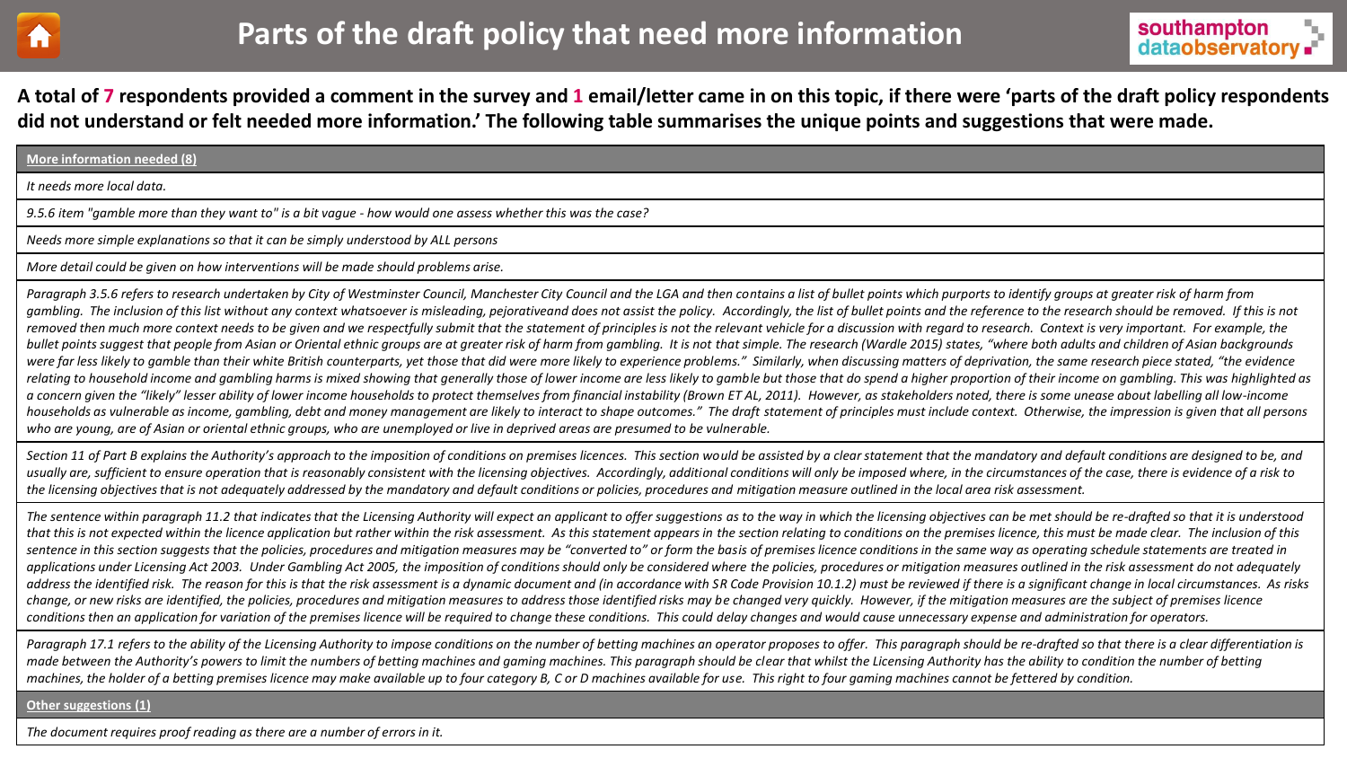# Parts of the draft policy that need more information

**A total of 7 respondents provided a comment in the survey and 1 email/letter came in on this topic, if there were 'parts of the draft policy respondents did not understand or felt needed more information.' The following table summarises the unique points and suggestions that were made.**

| **More information needed (8)** |
|---|
| *It needs more local data.* |
| *9.5.6 item "gamble more than they want to" is a bit vague - how would one assess whether this was the case?* |
| *Needs more simple explanations so that it can be simply understood by ALL persons* |
| *More detail could be given on how interventions will be made should problems arise.* |
| *Paragraph 3.5.6 refers to research undertaken by City of Westminster Council, Manchester City Council and the LGA and then contains a list of bullet points which purports to identify groups at greater risk of harm from gambling. The inclusion of this list without any context whatsoever is misleading, pejorativeand does not assist the policy. Accordingly, the list of bullet points and the reference to the research should be removed. If this is not removed then much more context needs to be given and we respectfully submit that the statement of principles is not the relevant vehicle for a discussion with regard to research. Context is very important. For example, the bullet points suggest that people from Asian or Oriental ethnic groups are at greater risk of harm from gambling. It is not that simple. The research (Wardle 2015) states, "where both adults and children of Asian backgrounds were far less likely to gamble than their white British counterparts, yet those that did were more likely to experience problems." Similarly, when discussing matters of deprivation, the same research piece stated, "the evidence relating to household income and gambling harms is mixed showing that generally those of lower income are less likely to gamble but those that do spend a higher proportion of their income on gambling. This was highlighted as a concern given the "likely" lesser ability of lower income households to protect themselves from financial instability (Brown ET AL, 2011). However, as stakeholders noted, there is some unease about labelling all low-income households as vulnerable as income, gambling, debt and money management are likely to interact to shape outcomes." The draft statement of principles must include context. Otherwise, the impression is given that all persons who are young, are of Asian or oriental ethnic groups, who are unemployed or live in deprived areas are presumed to be vulnerable.* |
| *Section 11 of Part B explains the Authority's approach to the imposition of conditions on premises licences. This section would be assisted by a clear statement that the mandatory and default conditions are designed to be, and usually are, sufficient to ensure operation that is reasonably consistent with the licensing objectives. Accordingly, additional conditions will only be imposed where, in the circumstances of the case, there is evidence of a risk to the licensing objectives that is not adequately addressed by the mandatory and default conditions or policies, procedures and mitigation measure outlined in the local area risk assessment.* |
| *The sentence within paragraph 11.2 that indicates that the Licensing Authority will expect an applicant to offer suggestions as to the way in which the licensing objectives can be met should be re-drafted so that it is understood that this is not expected within the licence application but rather within the risk assessment. As this statement appears in the section relating to conditions on the premises licence, this must be made clear. The inclusion of this sentence in this section suggests that the policies, procedures and mitigation measures may be "converted to" or form the basis of premises licence conditions in the same way as operating schedule statements are treated in applications under Licensing Act 2003. Under Gambling Act 2005, the imposition of conditions should only be considered where the policies, procedures or mitigation measures outlined in the risk assessment do not adequately address the identified risk. The reason for this is that the risk assessment is a dynamic document and (in accordance with SR Code Provision 10.1.2) must be reviewed if there is a significant change in local circumstances. As risks change, or new risks are identified, the policies, procedures and mitigation measures to address those identified risks may be changed very quickly. However, if the mitigation measures are the subject of premises licence conditions then an application for variation of the premises licence will be required to change these conditions. This could delay changes and would cause unnecessary expense and administration for operators.* |
| *Paragraph 17.1 refers to the ability of the Licensing Authority to impose conditions on the number of betting machines an operator proposes to offer. This paragraph should be re-drafted so that there is a clear differentiation is made between the Authority's powers to limit the numbers of betting machines and gaming machines. This paragraph should be clear that whilst the Licensing Authority has the ability to condition the number of betting machines, the holder of a betting premises licence may make available up to four category B, C or D machines available for use. This right to four gaming machines cannot be fettered by condition.* |
| **Other suggestions (1)** |
| *The document requires proof reading as there are a number of errors in it.* |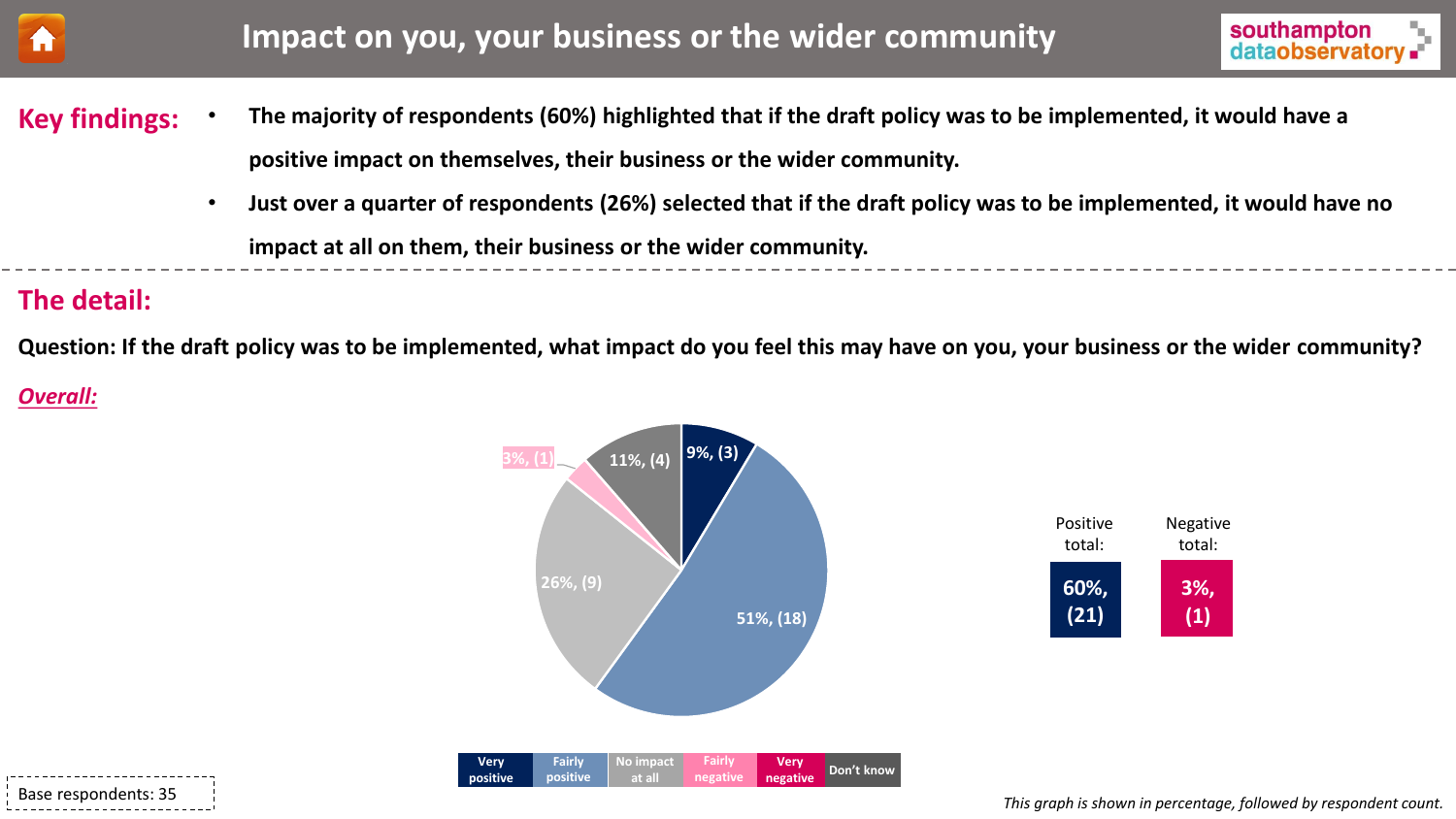# Impact on you, your business or the wider community

## Key findings:

- **The majority of respondents (60%) highlighted that if the draft policy was to be implemented, it would have a positive impact on themselves, their business or the wider community.**
- **Just over a quarter of respondents (26%) selected that if the draft policy was to be implemented, it would have no impact at all on them, their business or the wider community.**

## The detail:

**Question: If the draft policy was to be implemented, what impact do you feel this may have on you, your business or the wider community?**

***Overall:***

| Response | Percentage, (count) |
|---|---|
| Very positive | 9%, (3) |
| Fairly positive | 51%, (18) |
| No impact at all | 26%, (9) |
| Fairly negative | 3%, (1) |
| Very negative | |
| Don't know | 11%, (4) |

| Positive total: | Negative total: |
|---|---|
| 60%, (21) | 3%, (1) |

Base respondents: 35

*This graph is shown in percentage, followed by respondent count.*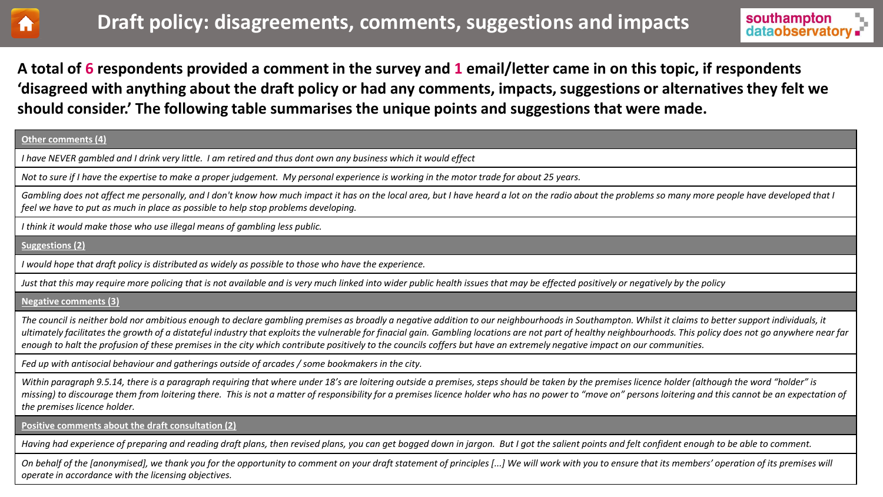# Draft policy: disagreements, comments, suggestions and impacts

**A total of 6 respondents provided a comment in the survey and 1 email/letter came in on this topic, if respondents 'disagreed with anything about the draft policy or had any comments, impacts, suggestions or alternatives they felt we should consider.' The following table summarises the unique points and suggestions that were made.**

| |
|---|
| **Other comments (4)** |
| *I have NEVER gambled and I drink very little. I am retired and thus dont own any business which it would effect* |
| *Not to sure if I have the expertise to make a proper judgement. My personal experience is working in the motor trade for about 25 years.* |
| *Gambling does not affect me personally, and I don't know how much impact it has on the local area, but I have heard a lot on the radio about the problems so many more people have developed that I feel we have to put as much in place as possible to help stop problems developing.* |
| *I think it would make those who use illegal means of gambling less public.* |
| **Suggestions (2)** |
| *I would hope that draft policy is distributed as widely as possible to those who have the experience.* |
| *Just that this may require more policing that is not available and is very much linked into wider public health issues that may be effected positively or negatively by the policy* |
| **Negative comments (3)** |
| *The council is neither bold nor ambitious enough to declare gambling premises as broadly a negative addition to our neighbourhoods in Southampton. Whilst it claims to better support individuals, it ultimately facilitates the growth of a distateful industry that exploits the vulnerable for finacial gain. Gambling locations are not part of healthy neighbourhoods. This policy does not go anywhere near far enough to halt the profusion of these premises in the city which contribute positively to the councils coffers but have an extremely negative impact on our communities.* |
| *Fed up with antisocial behaviour and gatherings outside of arcades / some bookmakers in the city.* |
| *Within paragraph 9.5.14, there is a paragraph requiring that where under 18's are loitering outside a premises, steps should be taken by the premises licence holder (although the word "holder" is missing) to discourage them from loitering there. This is not a matter of responsibility for a premises licence holder who has no power to "move on" persons loitering and this cannot be an expectation of the premises licence holder.* |
| **Positive comments about the draft consultation (2)** |
| *Having had experience of preparing and reading draft plans, then revised plans, you can get bogged down in jargon. But I got the salient points and felt confident enough to be able to comment.* |
| *On behalf of the [anonymised], we thank you for the opportunity to comment on your draft statement of principles [...] We will work with you to ensure that its members' operation of its premises will operate in accordance with the licensing objectives.* |